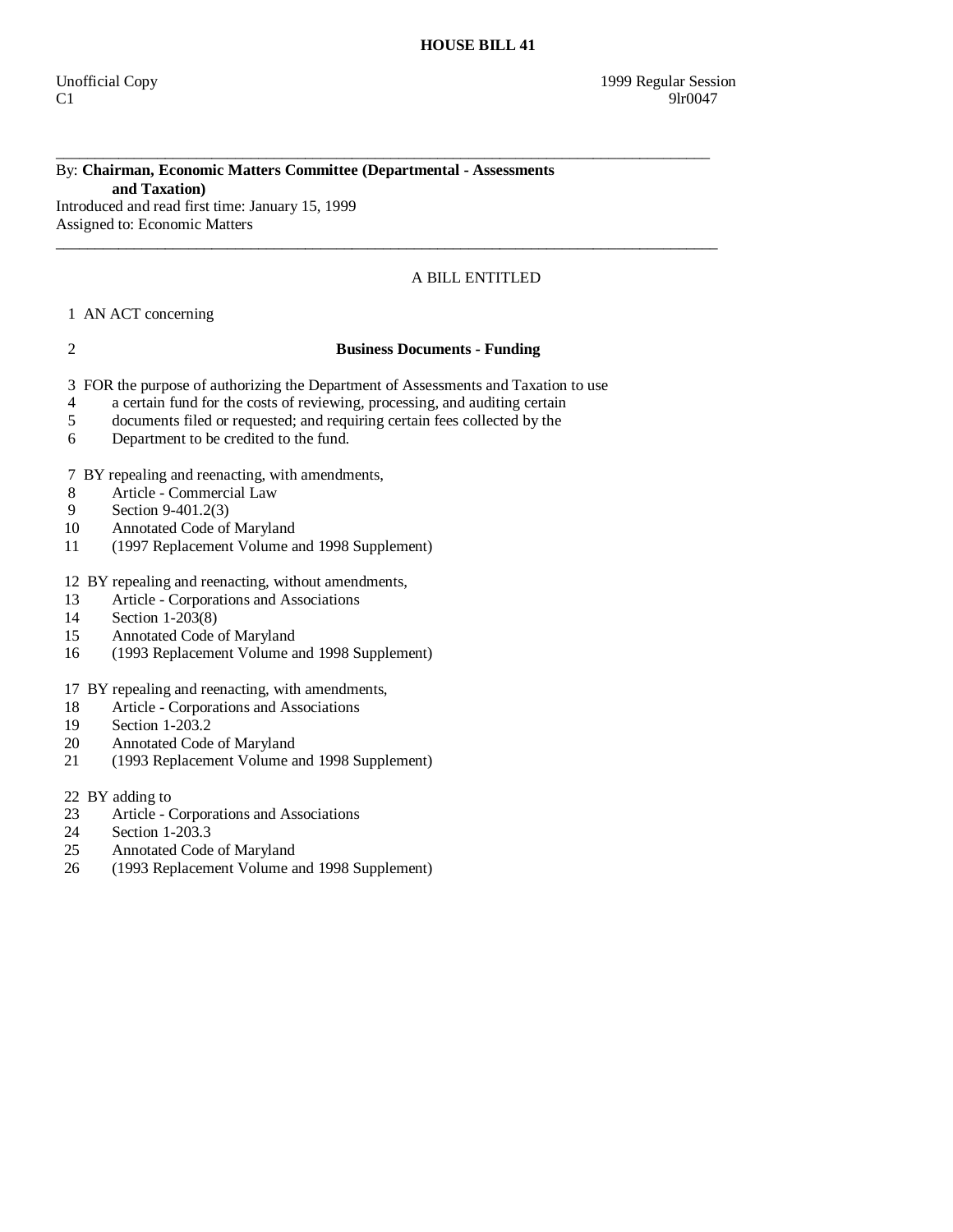# HOUSE BILL 41

Unofficial Copy 1999 Regular Session
C1 9lr0047

---

By: **Chairman, Economic Matters Committee (Departmental - Assessments and Taxation)**
Introduced and read first time: January 15, 1999
Assigned to: Economic Matters

---

A BILL ENTITLED

1 AN ACT concerning

2 **Business Documents - Funding**

3 FOR the purpose of authorizing the Department of Assessments and Taxation to use
4 a certain fund for the costs of reviewing, processing, and auditing certain
5 documents filed or requested; and requiring certain fees collected by the
6 Department to be credited to the fund.

7 BY repealing and reenacting, with amendments,
8 Article - Commercial Law
9 Section 9-401.2(3)
10 Annotated Code of Maryland
11 (1997 Replacement Volume and 1998 Supplement)

12 BY repealing and reenacting, without amendments,
13 Article - Corporations and Associations
14 Section 1-203(8)
15 Annotated Code of Maryland
16 (1993 Replacement Volume and 1998 Supplement)

17 BY repealing and reenacting, with amendments,
18 Article - Corporations and Associations
19 Section 1-203.2
20 Annotated Code of Maryland
21 (1993 Replacement Volume and 1998 Supplement)

22 BY adding to
23 Article - Corporations and Associations
24 Section 1-203.3
25 Annotated Code of Maryland
26 (1993 Replacement Volume and 1998 Supplement)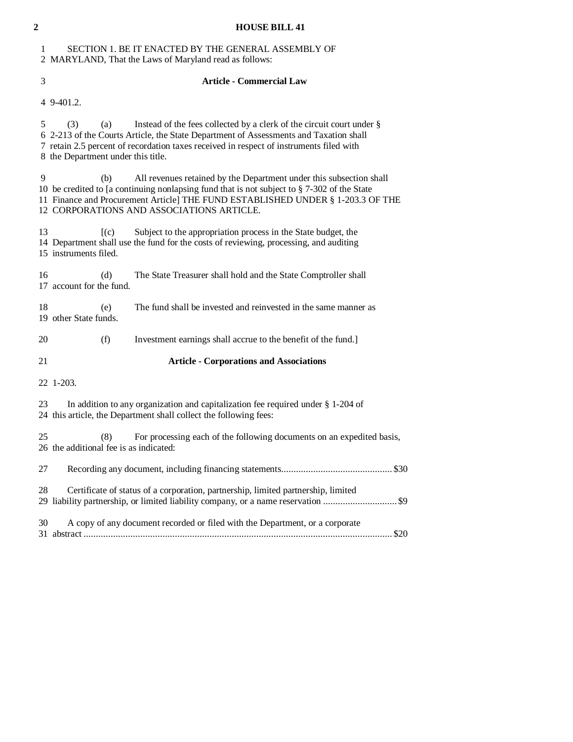SECTION 1. BE IT ENACTED BY THE GENERAL ASSEMBLY OF MARYLAND, That the Laws of Maryland read as follows:

**Article - Commercial Law**

9-401.2.

(3) (a) Instead of the fees collected by a clerk of the circuit court under § 2-213 of the Courts Article, the State Department of Assessments and Taxation shall retain 2.5 percent of recordation taxes received in respect of instruments filed with the Department under this title.

(b) All revenues retained by the Department under this subsection shall be credited to [a continuing nonlapsing fund that is not subject to § 7-302 of the State Finance and Procurement Article] THE FUND ESTABLISHED UNDER § 1-203.3 OF THE CORPORATIONS AND ASSOCIATIONS ARTICLE.

[(c) Subject to the appropriation process in the State budget, the Department shall use the fund for the costs of reviewing, processing, and auditing instruments filed.

(d) The State Treasurer shall hold and the State Comptroller shall account for the fund.

(e) The fund shall be invested and reinvested in the same manner as other State funds.

(f) Investment earnings shall accrue to the benefit of the fund.]

**Article - Corporations and Associations**

1-203.

In addition to any organization and capitalization fee required under § 1-204 of this article, the Department shall collect the following fees:

(8) For processing each of the following documents on an expedited basis, the additional fee is as indicated:

Recording any document, including financing statements.............................................$30

Certificate of status of a corporation, partnership, limited partnership, limited liability partnership, or limited liability company, or a name reservation ..............................$9

A copy of any document recorded or filed with the Department, or a corporate abstract ...........................................................................................................................$20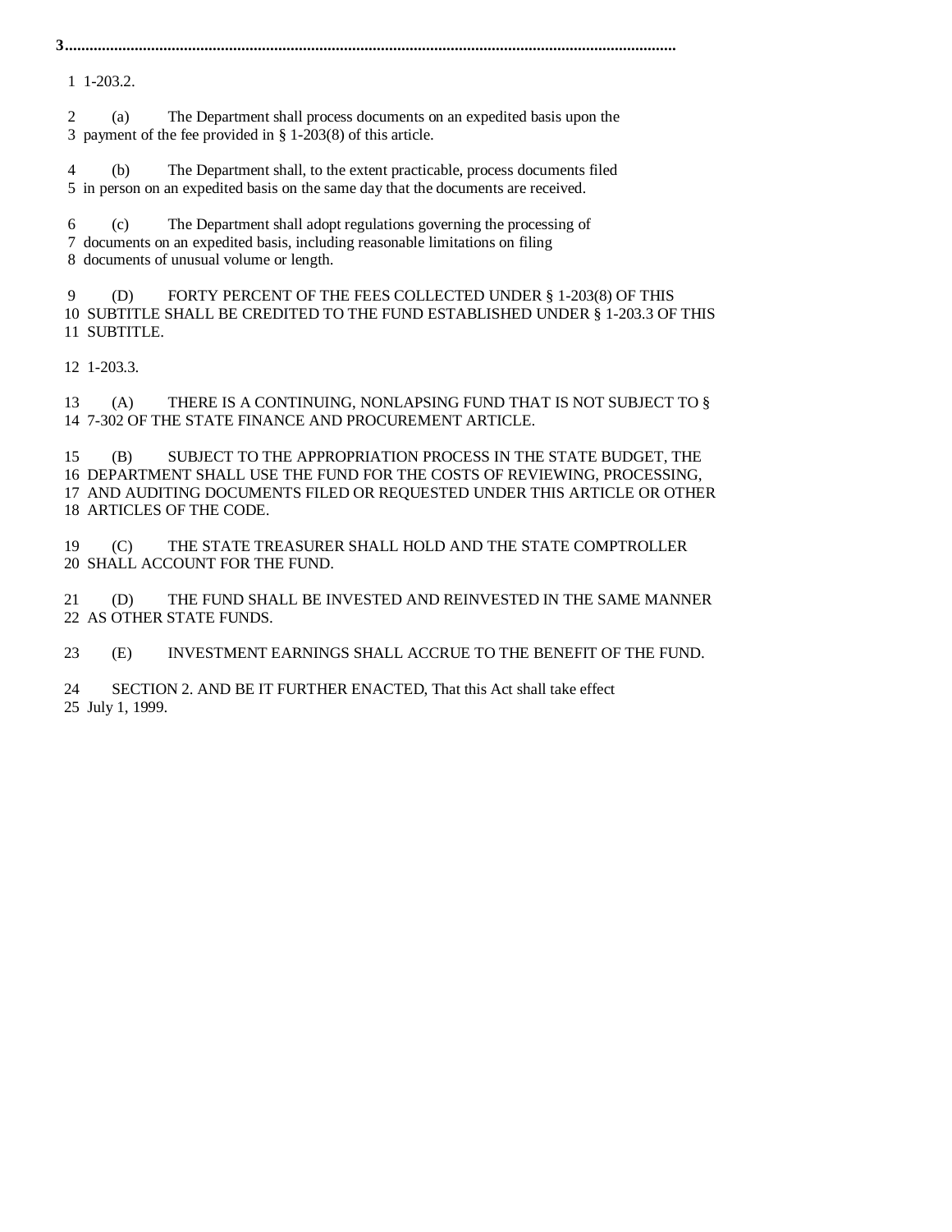1-203.2.

(a) The Department shall process documents on an expedited basis upon the payment of the fee provided in § 1-203(8) of this article.

(b) The Department shall, to the extent practicable, process documents filed in person on an expedited basis on the same day that the documents are received.

(c) The Department shall adopt regulations governing the processing of documents on an expedited basis, including reasonable limitations on filing documents of unusual volume or length.

(D) FORTY PERCENT OF THE FEES COLLECTED UNDER § 1-203(8) OF THIS SUBTITLE SHALL BE CREDITED TO THE FUND ESTABLISHED UNDER § 1-203.3 OF THIS SUBTITLE.

1-203.3.

(A) THERE IS A CONTINUING, NONLAPSING FUND THAT IS NOT SUBJECT TO § 7-302 OF THE STATE FINANCE AND PROCUREMENT ARTICLE.

(B) SUBJECT TO THE APPROPRIATION PROCESS IN THE STATE BUDGET, THE DEPARTMENT SHALL USE THE FUND FOR THE COSTS OF REVIEWING, PROCESSING, AND AUDITING DOCUMENTS FILED OR REQUESTED UNDER THIS ARTICLE OR OTHER ARTICLES OF THE CODE.

(C) THE STATE TREASURER SHALL HOLD AND THE STATE COMPTROLLER SHALL ACCOUNT FOR THE FUND.

(D) THE FUND SHALL BE INVESTED AND REINVESTED IN THE SAME MANNER AS OTHER STATE FUNDS.

(E) INVESTMENT EARNINGS SHALL ACCRUE TO THE BENEFIT OF THE FUND.

SECTION 2. AND BE IT FURTHER ENACTED, That this Act shall take effect July 1, 1999.